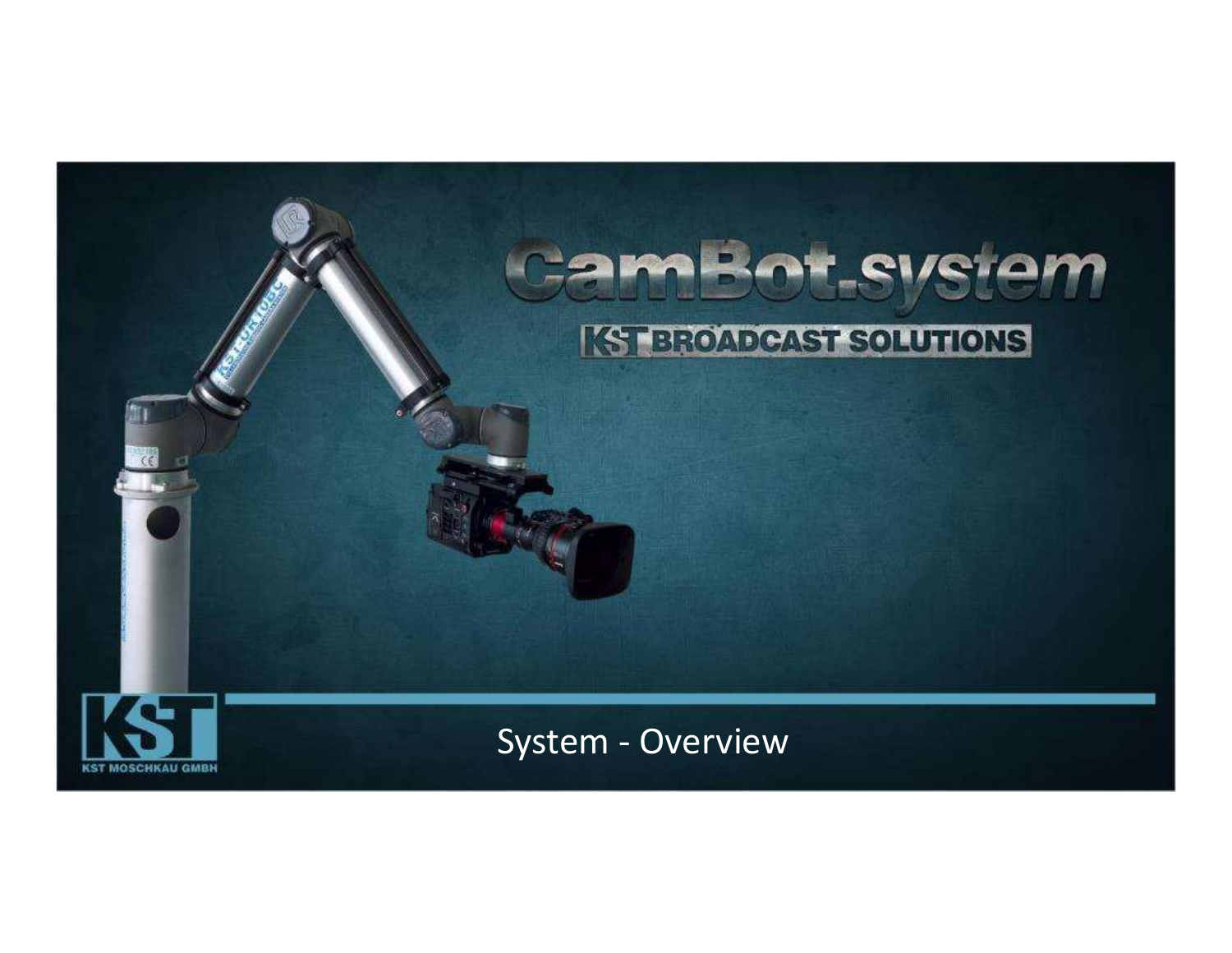# CamBot.system

KST BROADCAST SOLUTIONS

System - Overview

KST MOSCHKAU GMBH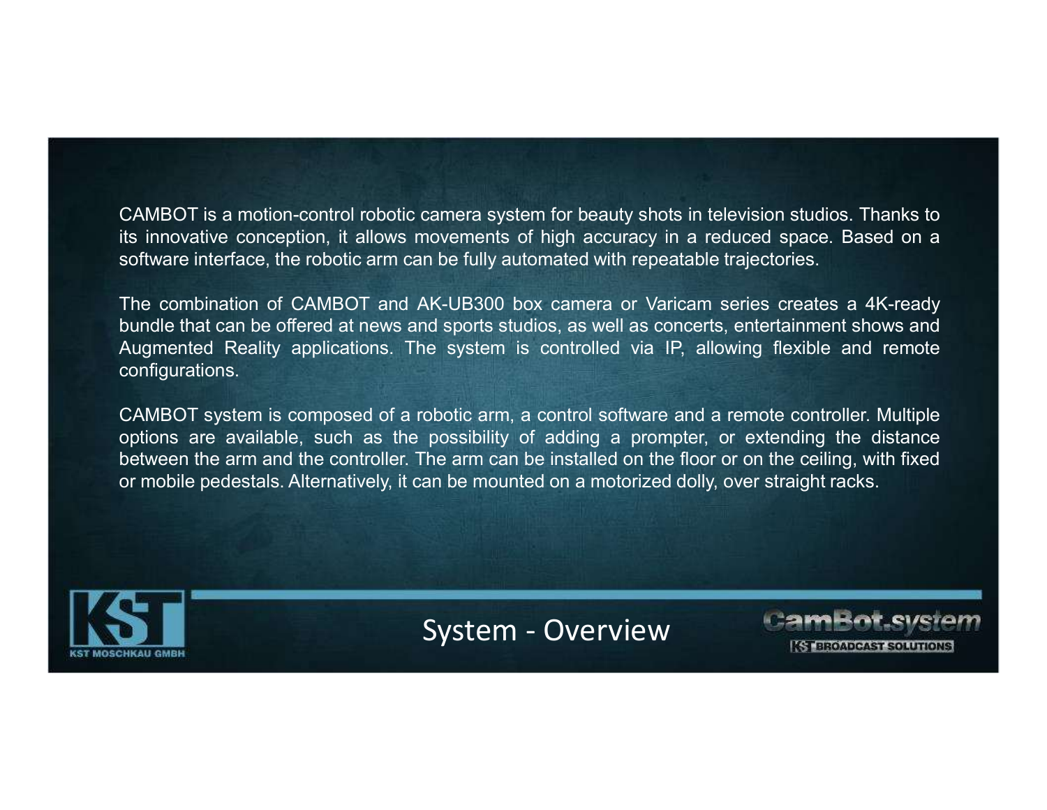CAMBOT is a motion-control robotic camera system for beauty shots in television studios. Thanks to its innovative conception, it allows movements of high accuracy in a reduced space. Based on a software interface, the robotic arm can be fully automated with repeatable trajectories.

The combination of CAMBOT and AK-UB300 box camera or Varicam series creates a 4K-ready bundle that can be offered at news and sports studios, as well as concerts, entertainment shows and Augmented Reality applications. The system is controlled via IP, allowing flexible and remote configurations.

CAMBOT system is composed of a robotic arm, a control software and a remote controller. Multiple options are available, such as the possibility of adding a prompter, or extending the distance between the arm and the controller. The arm can be installed on the floor or on the ceiling, with fixed or mobile pedestals. Alternatively, it can be mounted on a motorized dolly, over straight racks.

KST MOSCHKAU GMBH

# System - Overview

CamBot.system

KST BROADCAST SOLUTIONS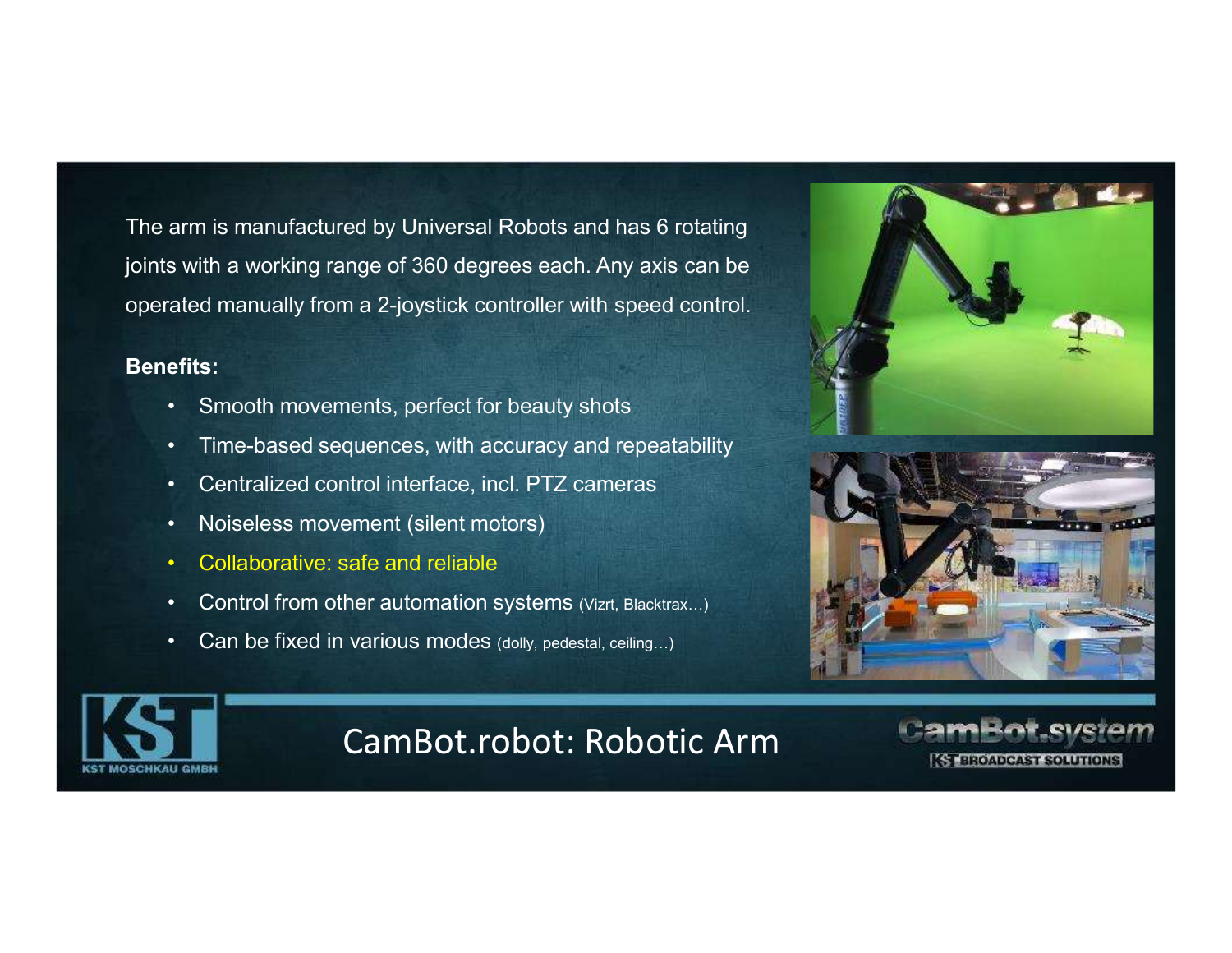The arm is manufactured by Universal Robots and has 6 rotating joints with a working range of 360 degrees each. Any axis can be operated manually from a 2-joystick controller with speed control.

**Benefits:**

- Smooth movements, perfect for beauty shots
- Time-based sequences, with accuracy and repeatability
- Centralized control interface, incl. PTZ cameras
- Noiseless movement (silent motors)
- Collaborative: safe and reliable
- Control from other automation systems (Vizrt, Blacktrax…)
- Can be fixed in various modes (dolly, pedestal, ceiling…)

# CamBot.robot: Robotic Arm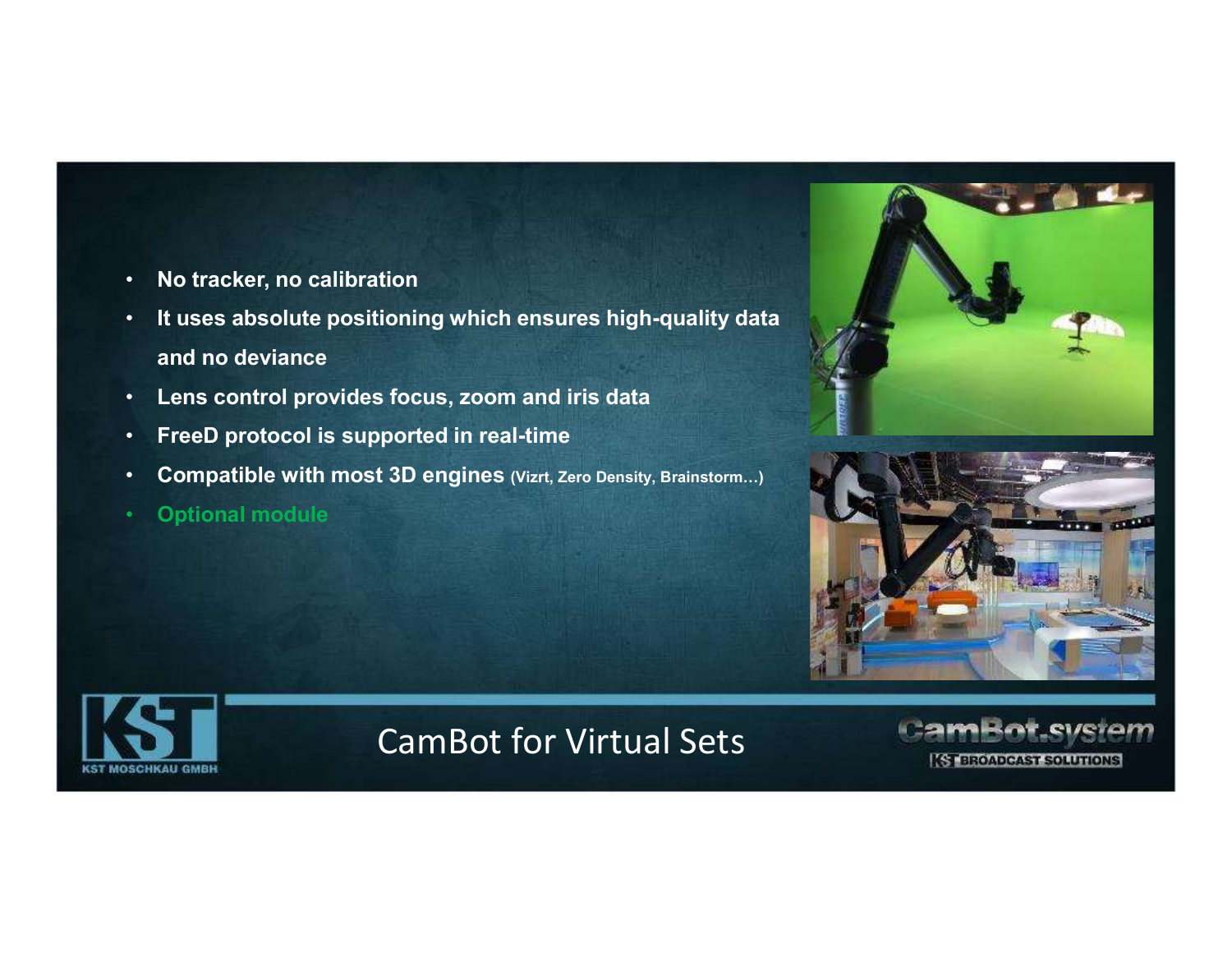# CamBot for Virtual Sets

- **No tracker, no calibration**
- **It uses absolute positioning which ensures high-quality data and no deviance**
- **Lens control provides focus, zoom and iris data**
- **FreeD protocol is supported in real-time**
- **Compatible with most 3D engines** (Vizrt, Zero Density, Brainstorm…)
- **Optional module**

KST MOSCHKAU GMBH

CamBot.system — KST BROADCAST SOLUTIONS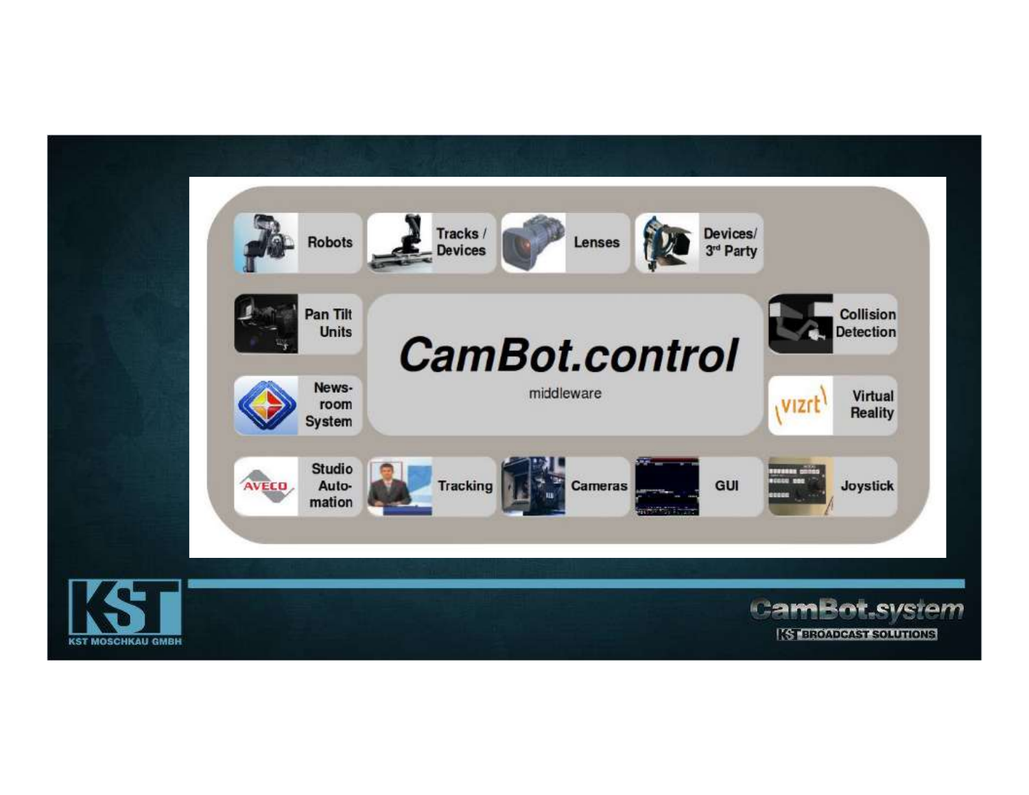# CamBot.control

middleware

- Robots
- Tracks / Devices
- Lenses
- Devices/ 3rd Party
- Pan Tilt Units
- Collision Detection
- News-room System
- Virtual Reality
- Studio Auto-mation
- Tracking
- Cameras
- GUI
- Joystick

KST MOSCHKAU GMBH

CamBot.system

KST BROADCAST SOLUTIONS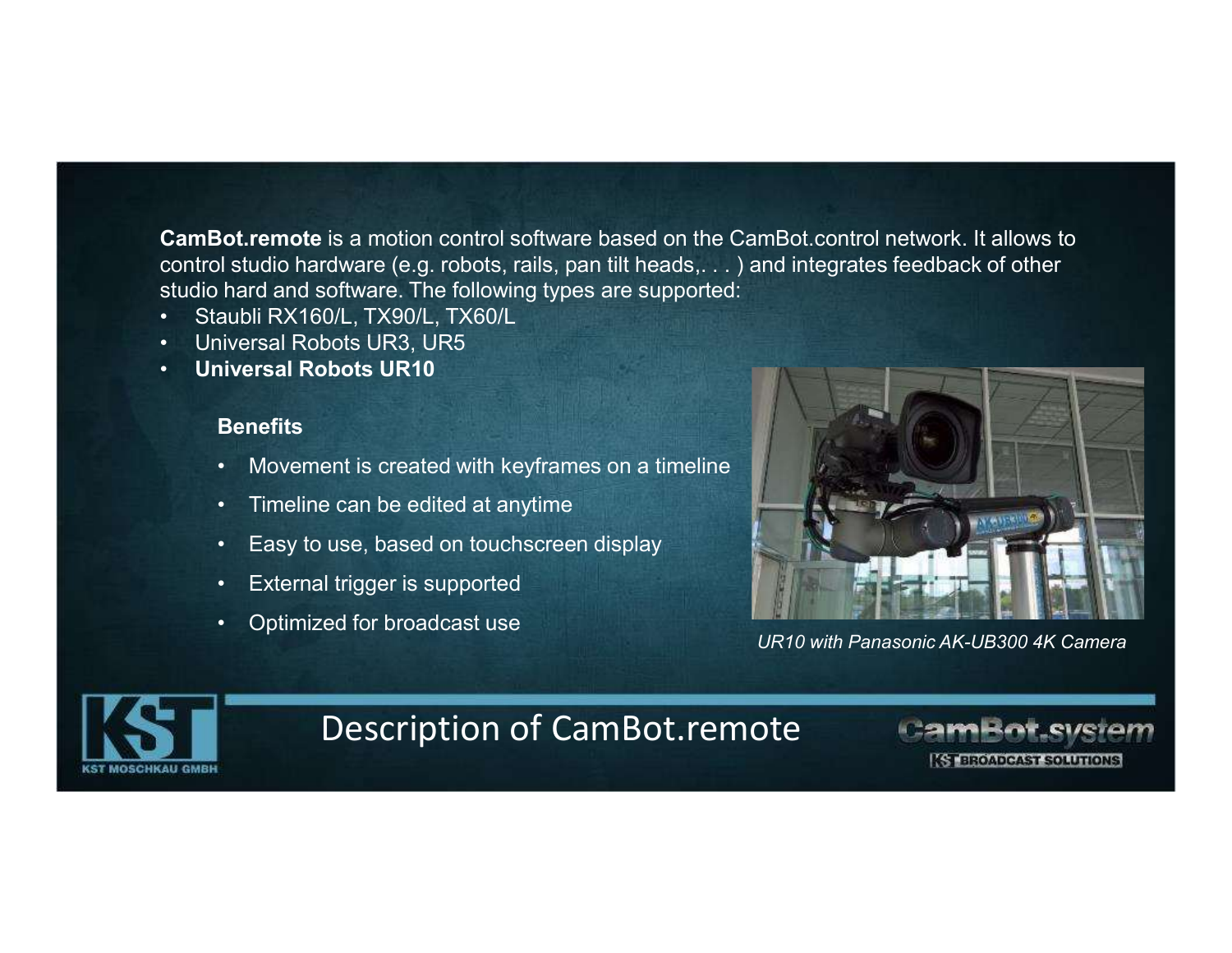# Description of CamBot.remote

**CamBot.remote** is a motion control software based on the CamBot.control network. It allows to control studio hardware (e.g. robots, rails, pan tilt heads,. . . ) and integrates feedback of other studio hard and software. The following types are supported:

- Staubli RX160/L, TX90/L, TX60/L
- Universal Robots UR3, UR5
- **Universal Robots UR10**

**Benefits**

- Movement is created with keyframes on a timeline
- Timeline can be edited at anytime
- Easy to use, based on touchscreen display
- External trigger is supported
- Optimized for broadcast use

*UR10 with Panasonic AK-UB300 4K Camera*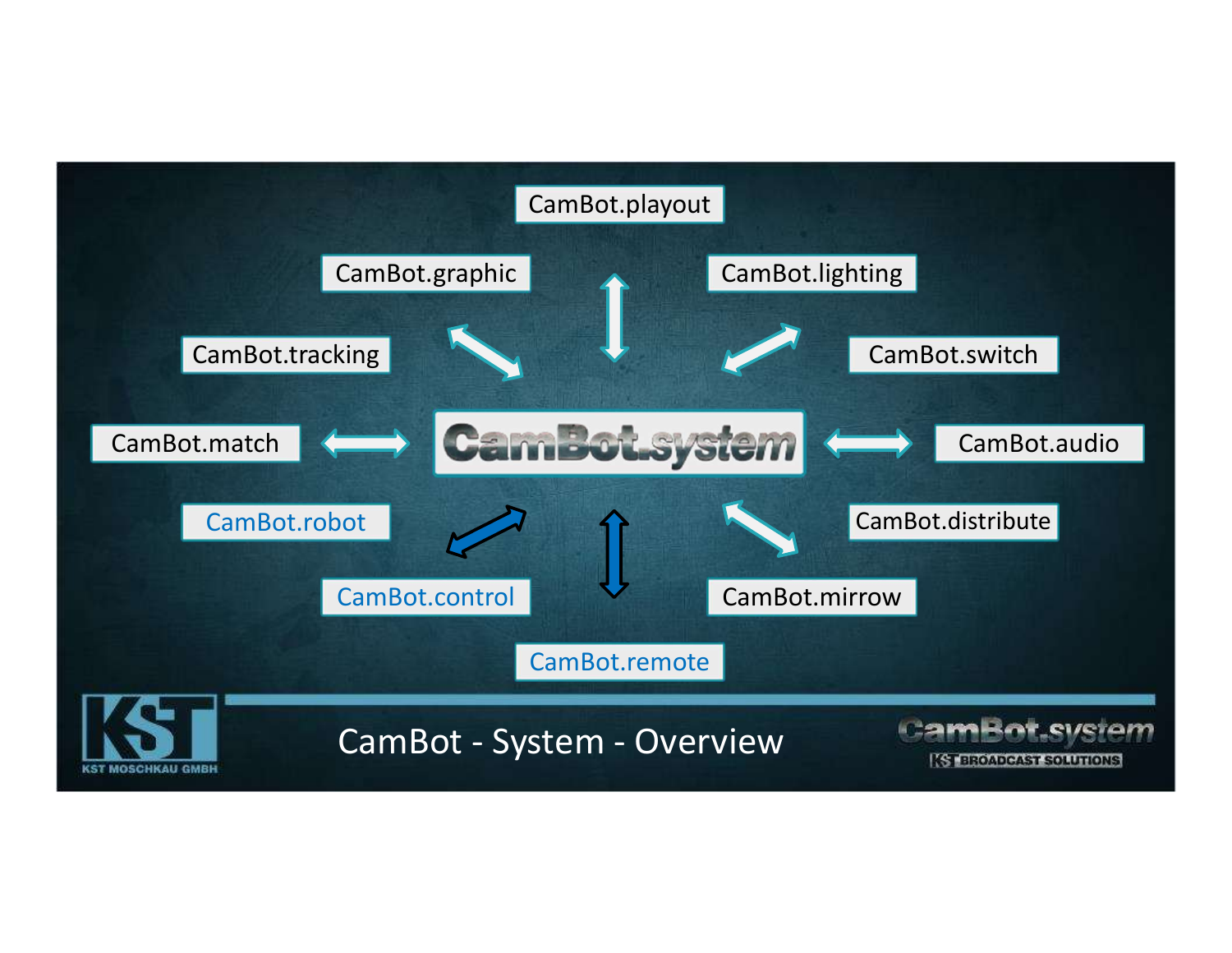CamBot.playout

CamBot.graphic

CamBot.lighting

CamBot.tracking

CamBot.switch

CamBot.match

CamBot.system

CamBot.audio

CamBot.robot

CamBot.distribute

CamBot.control

CamBot.mirrow

CamBot.remote

KST MOSCHKAU GMBH

# CamBot - System - Overview

CamBot.system

KST BROADCAST SOLUTIONS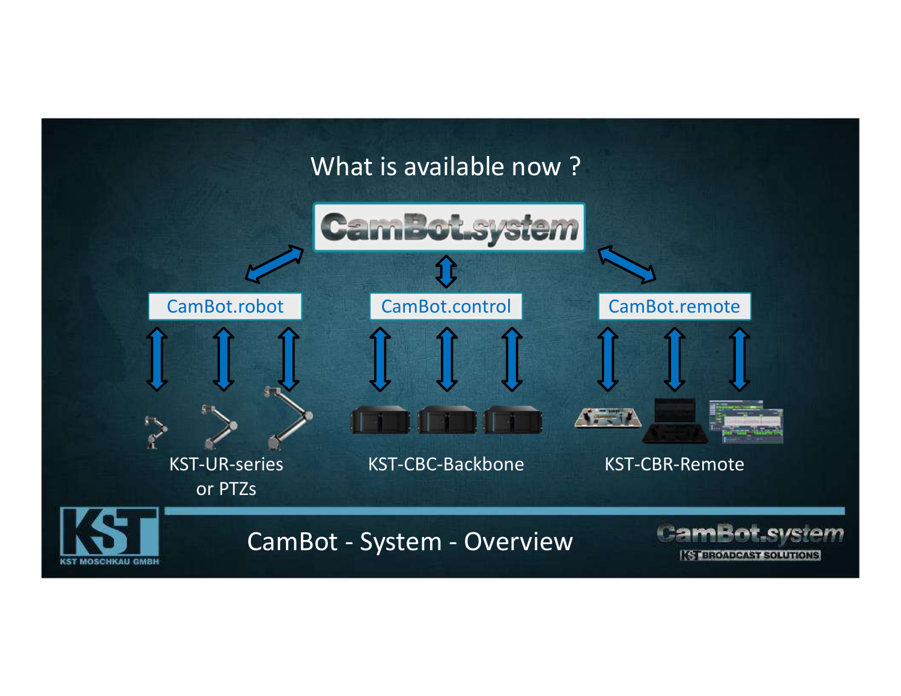# What is available now ?

CamBot.system

- CamBot.robot
  - KST-UR-series or PTZs
- CamBot.control
  - KST-CBC-Backbone
- CamBot.remote
  - KST-CBR-Remote

## CamBot - System - Overview

KST MOSCHKAU GMBH

CamBot.system – KST BROADCAST SOLUTIONS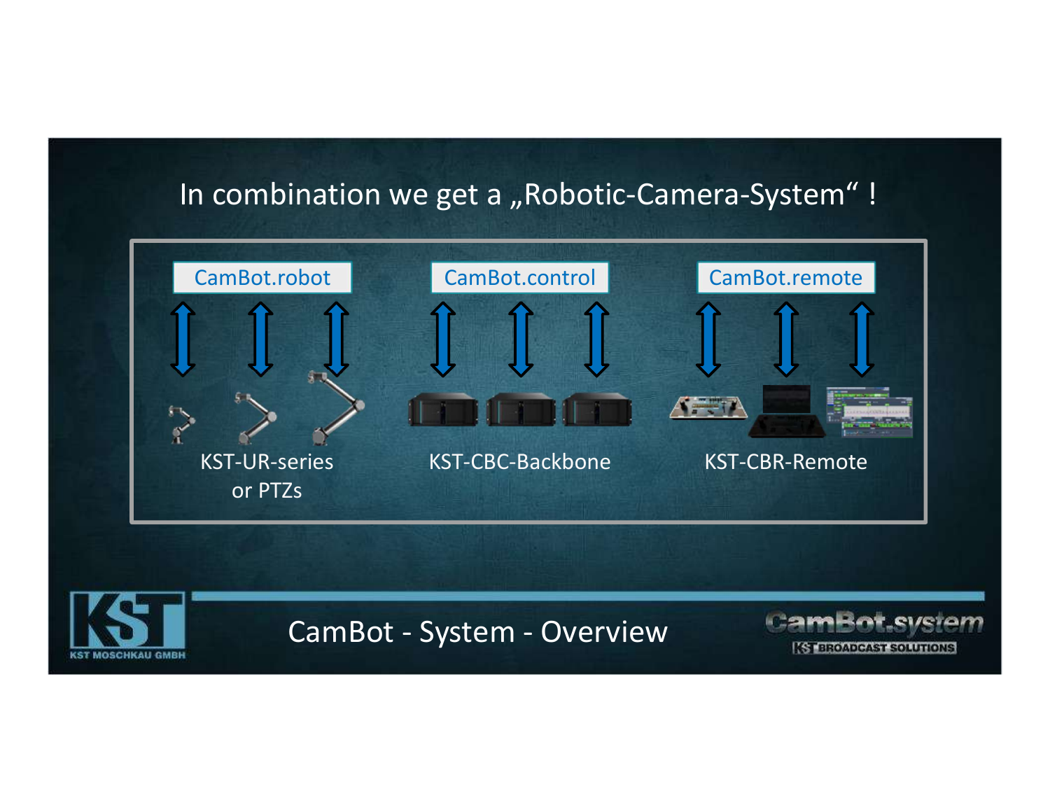# In combination we get a „Robotic-Camera-System“ !

| CamBot.robot | CamBot.control | CamBot.remote |
| --- | --- | --- |
| KST-UR-series or PTZs | KST-CBC-Backbone | KST-CBR-Remote |

## CamBot - System - Overview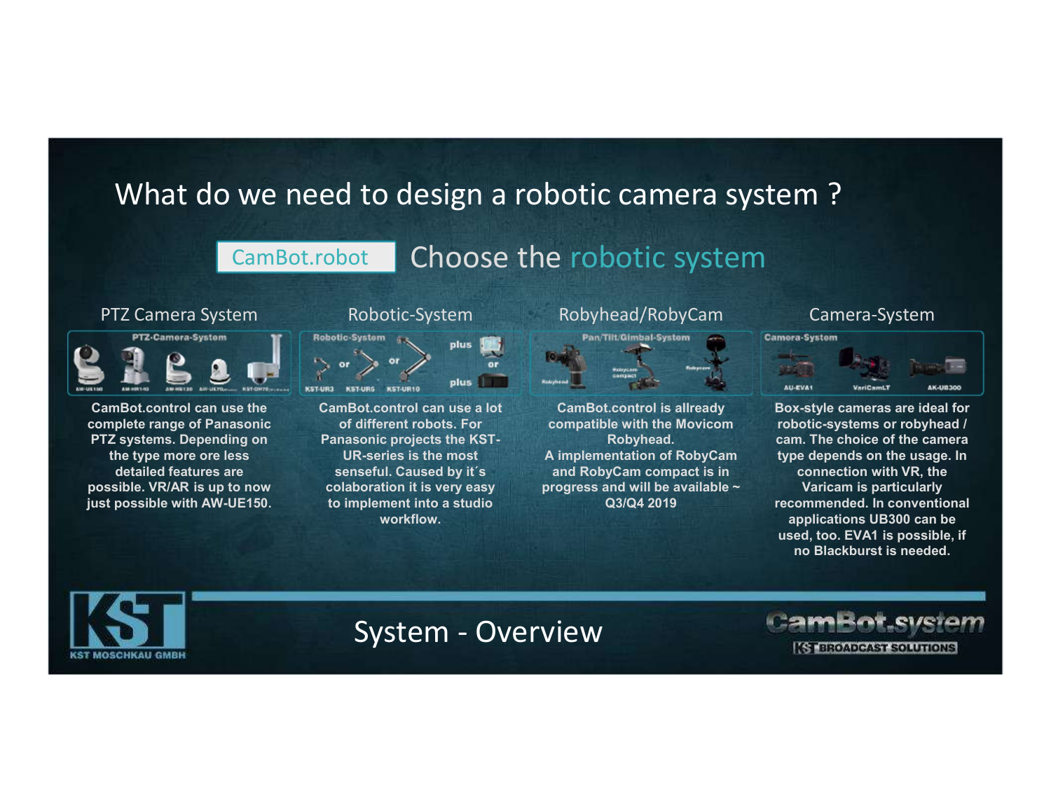# What do we need to design a robotic camera system ?

## CamBot.robot — Choose the robotic system

### PTZ Camera System

CamBot.control can use the complete range of Panasonic PTZ systems. Depending on the type more ore less detailed features are possible. VR/AR is up to now just possible with AW-UE150.

### Robotic-System

CamBot.control can use a lot of different robots. For Panasonic projects the KST-UR-series is the most senseful. Caused by it´s colaboration it is very easy to implement into a studio workflow.

### Robyhead/RobyCam

CamBot.control is allready compatible with the Movicom Robyhead.
A implementation of RobyCam and RobyCam compact is in progress and will be available ~ Q3/Q4 2019

### Camera-System

Box-style cameras are ideal for robotic-systems or robyhead / cam. The choice of the camera type depends on the usage. In connection with VR, the Varicam is particularly recommended. In conventional applications UB300 can be used, too. EVA1 is possible, if no Blackburst is needed.

System - Overview

KST MOSCHKAU GMBH

CamBot.system — KST BROADCAST SOLUTIONS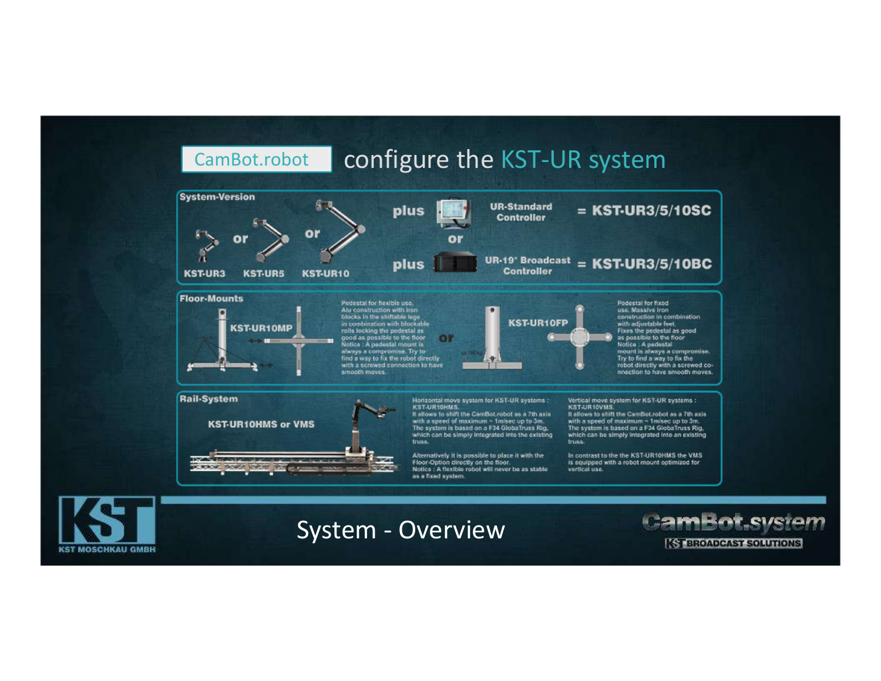# CamBot.robot configure the KST-UR system

## System-Version

KST-UR3 or KST-UR5 or KST-UR10

plus UR-Standard Controller = KST-UR3/5/10SC

or

plus UR-19" Broadcast Controller = KST-UR3/5/10BC

## Floor-Mounts

**KST-UR10MP**

Pedestal for flexible use. Alu construction with iron blocks in the shiftable legs in combination with blockable rolls locking the pedestal as good as possible to the floor. Notice : A pedestal mount is always a compromise. Try to find a way to fix the robot directly with a screwed connection to have smooth moves.

or

**KST-UR10FP**

Pedestal for fixed use. Massive iron construction in combination with adjustable feet. Fixes the pedestal as good as possible to the floor. Notice : A pedestal mount is always a compromise. Try to find a way to fix the robot directly with a screwed connection to have smooth moves.

## Rail-System

**KST-UR10HMS or VMS**

Horizontal move system for KST-UR systems : KST-UR10HMS.
It allows to shift the CamBot.robot as a 7th axis with a speed of maximum ~ 1m/sec up to 3m. The system is based on a F34 GlobaTruss Rig, which can be simply integrated into the existing truss.

Alternatively it is possible to place it with the Floor-Option directly on the floor.
Notice : A flexible robot will never be as stable as a fixed system.

Vertical move system for KST-UR systems : KST-UR10VMS.
It allows to shift the CamBot.robot as a 7th axis with a speed of maximum ~ 1m/sec up to 3m. The system is based on a F34 GlobaTruss Rig, which can be simply integrated into an existing truss.

In contrast to the the KST-UR10HMS the VMS is equipped with a robot mount optimized for vertical use.

KST MOSCHKAU GMBH

System - Overview

CamBot.system
KST BROADCAST SOLUTIONS